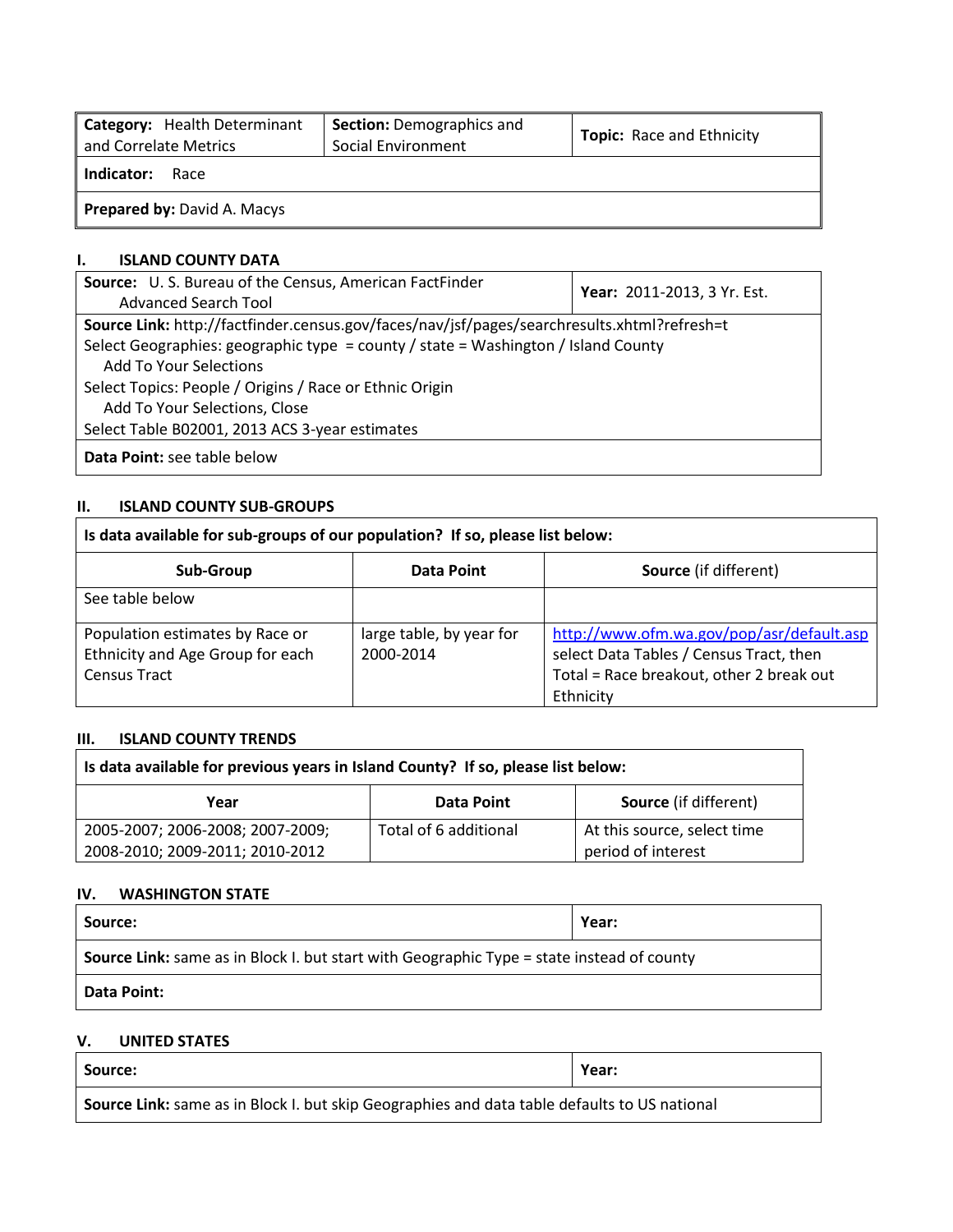| **Category:** Health Determinant and Correlate Metrics | **Section:** Demographics and Social Environment | **Topic:** Race and Ethnicity |
|---|---|---|
| **Indicator:** Race | | |
| **Prepared by:** David A. Macys | | |

## I. ISLAND COUNTY DATA

| **Source:** U. S. Bureau of the Census, American FactFinder Advanced Search Tool | **Year:** 2011-2013, 3 Yr. Est. |
|---|---|
| **Source Link:** http://factfinder.census.gov/faces/nav/jsf/pages/searchresults.xhtml?refresh=t<br>Select Geographies: geographic type = county / state = Washington / Island County<br>Add To Your Selections<br>Select Topics: People / Origins / Race or Ethnic Origin<br>Add To Your Selections, Close<br>Select Table B02001, 2013 ACS 3-year estimates | |
| **Data Point:** see table below | |

## II. ISLAND COUNTY SUB-GROUPS

**Is data available for sub-groups of our population? If so, please list below:**

| Sub-Group | Data Point | Source (if different) |
|---|---|---|
| See table below | | |
| Population estimates by Race or Ethnicity and Age Group for each Census Tract | large table, by year for 2000-2014 | http://www.ofm.wa.gov/pop/asr/default.asp select Data Tables / Census Tract, then Total = Race breakout, other 2 break out Ethnicity |

## III. ISLAND COUNTY TRENDS

**Is data available for previous years in Island County? If so, please list below:**

| Year | Data Point | Source (if different) |
|---|---|---|
| 2005-2007; 2006-2008; 2007-2009; 2008-2010; 2009-2011; 2010-2012 | Total of 6 additional | At this source, select time period of interest |

## IV. WASHINGTON STATE

| **Source:** | **Year:** |
|---|---|
| **Source Link:** same as in Block I. but start with Geographic Type = state instead of county | |
| **Data Point:** | |

## V. UNITED STATES

| **Source:** | **Year:** |
|---|---|
| **Source Link:** same as in Block I. but skip Geographies and data table defaults to US national | |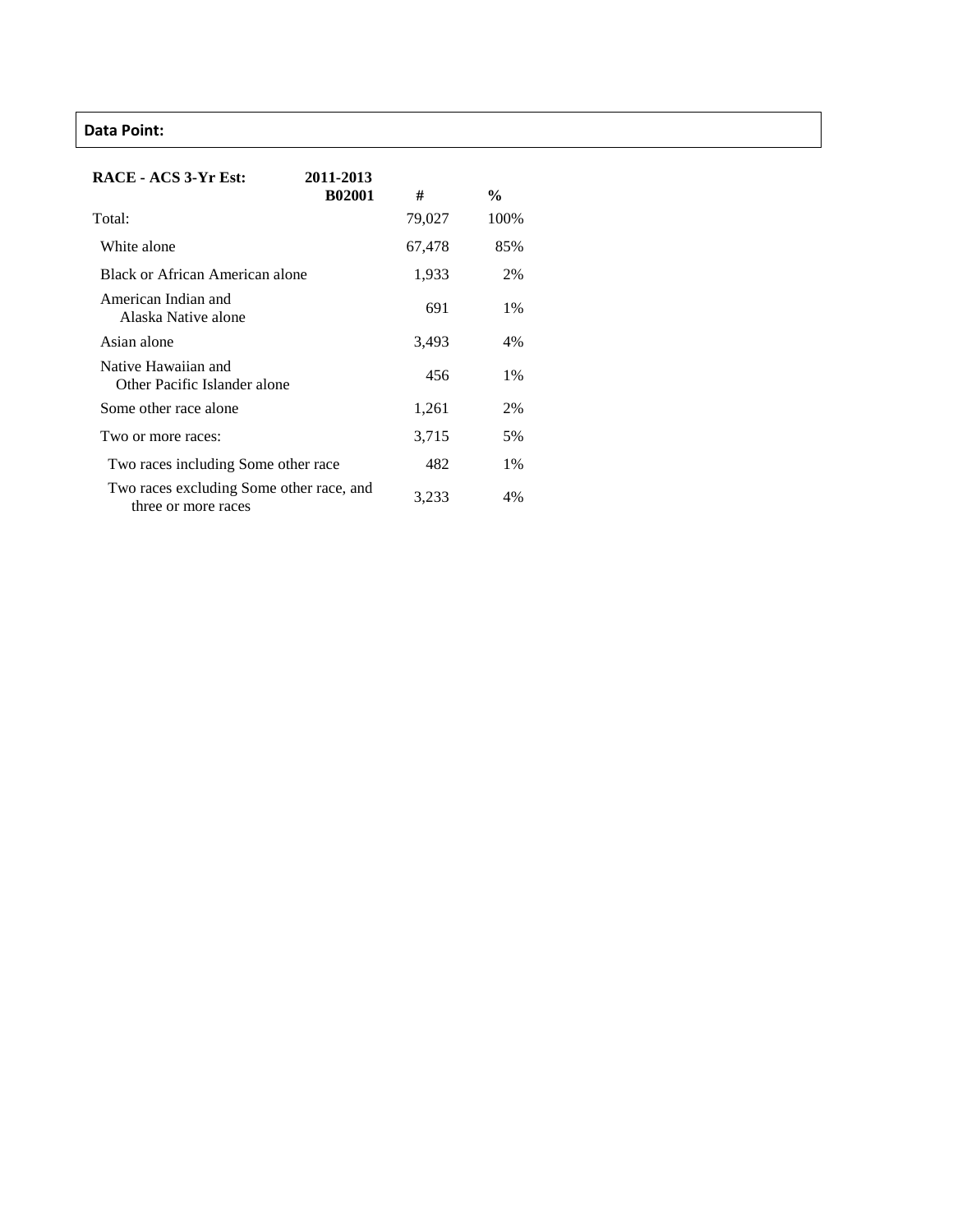**Data Point:**

| **RACE - ACS 3-Yr Est: 2011-2013 B02001** | **#** | **%** |
|---|---|---|
| Total: | 79,027 | 100% |
| White alone | 67,478 | 85% |
| Black or African American alone | 1,933 | 2% |
| American Indian and Alaska Native alone | 691 | 1% |
| Asian alone | 3,493 | 4% |
| Native Hawaiian and Other Pacific Islander alone | 456 | 1% |
| Some other race alone | 1,261 | 2% |
| Two or more races: | 3,715 | 5% |
| Two races including Some other race | 482 | 1% |
| Two races excluding Some other race, and three or more races | 3,233 | 4% |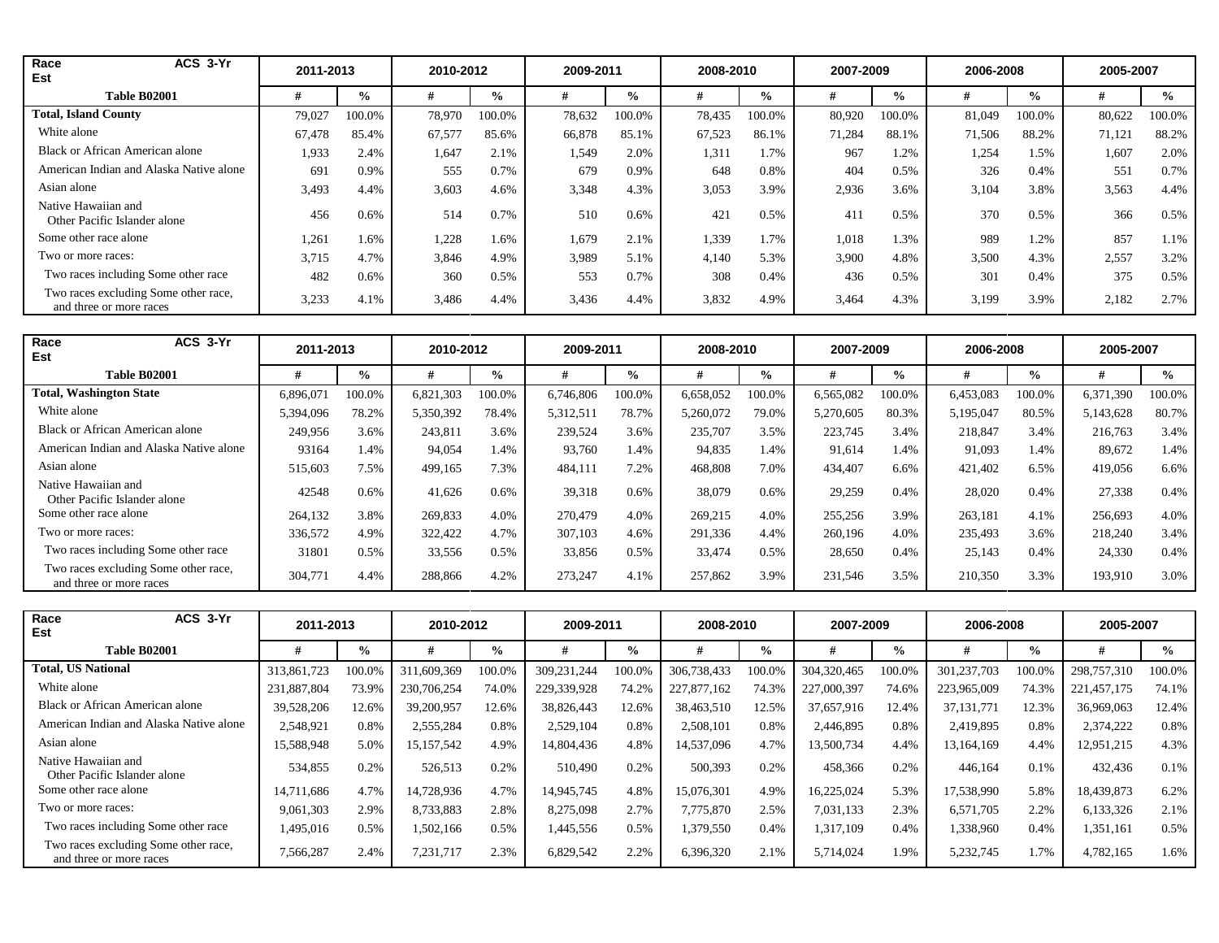| Race Est ACS 3-Yr | 2011-2013 | | 2010-2012 | | 2009-2011 | | 2008-2010 | | 2007-2009 | | 2006-2008 | | 2005-2007 | |
|---|---|---|---|---|---|---|---|---|---|---|---|---|---|---|
| **Table B02001** | # | % | # | % | # | % | # | % | # | % | # | % | # | % |
| **Total, Island County** | 79,027 | 100.0% | 78,970 | 100.0% | 78,632 | 100.0% | 78,435 | 100.0% | 80,920 | 100.0% | 81,049 | 100.0% | 80,622 | 100.0% |
| White alone | 67,478 | 85.4% | 67,577 | 85.6% | 66,878 | 85.1% | 67,523 | 86.1% | 71,284 | 88.1% | 71,506 | 88.2% | 71,121 | 88.2% |
| Black or African American alone | 1,933 | 2.4% | 1,647 | 2.1% | 1,549 | 2.0% | 1,311 | 1.7% | 967 | 1.2% | 1,254 | 1.5% | 1,607 | 2.0% |
| American Indian and Alaska Native alone | 691 | 0.9% | 555 | 0.7% | 679 | 0.9% | 648 | 0.8% | 404 | 0.5% | 326 | 0.4% | 551 | 0.7% |
| Asian alone | 3,493 | 4.4% | 3,603 | 4.6% | 3,348 | 4.3% | 3,053 | 3.9% | 2,936 | 3.6% | 3,104 | 3.8% | 3,563 | 4.4% |
| Native Hawaiian and Other Pacific Islander alone | 456 | 0.6% | 514 | 0.7% | 510 | 0.6% | 421 | 0.5% | 411 | 0.5% | 370 | 0.5% | 366 | 0.5% |
| Some other race alone | 1,261 | 1.6% | 1,228 | 1.6% | 1,679 | 2.1% | 1,339 | 1.7% | 1,018 | 1.3% | 989 | 1.2% | 857 | 1.1% |
| Two or more races: | 3,715 | 4.7% | 3,846 | 4.9% | 3,989 | 5.1% | 4,140 | 5.3% | 3,900 | 4.8% | 3,500 | 4.3% | 2,557 | 3.2% |
| Two races including Some other race | 482 | 0.6% | 360 | 0.5% | 553 | 0.7% | 308 | 0.4% | 436 | 0.5% | 301 | 0.4% | 375 | 0.5% |
| Two races excluding Some other race, and three or more races | 3,233 | 4.1% | 3,486 | 4.4% | 3,436 | 4.4% | 3,832 | 4.9% | 3,464 | 4.3% | 3,199 | 3.9% | 2,182 | 2.7% |

| Race Est ACS 3-Yr | 2011-2013 | | 2010-2012 | | 2009-2011 | | 2008-2010 | | 2007-2009 | | 2006-2008 | | 2005-2007 | |
|---|---|---|---|---|---|---|---|---|---|---|---|---|---|---|
| **Table B02001** | # | % | # | % | # | % | # | % | # | % | # | % | # | % |
| **Total, Washington State** | 6,896,071 | 100.0% | 6,821,303 | 100.0% | 6,746,806 | 100.0% | 6,658,052 | 100.0% | 6,565,082 | 100.0% | 6,453,083 | 100.0% | 6,371,390 | 100.0% |
| White alone | 5,394,096 | 78.2% | 5,350,392 | 78.4% | 5,312,511 | 78.7% | 5,260,072 | 79.0% | 5,270,605 | 80.3% | 5,195,047 | 80.5% | 5,143,628 | 80.7% |
| Black or African American alone | 249,956 | 3.6% | 243,811 | 3.6% | 239,524 | 3.6% | 235,707 | 3.5% | 223,745 | 3.4% | 218,847 | 3.4% | 216,763 | 3.4% |
| American Indian and Alaska Native alone | 93164 | 1.4% | 94,054 | 1.4% | 93,760 | 1.4% | 94,835 | 1.4% | 91,614 | 1.4% | 91,093 | 1.4% | 89,672 | 1.4% |
| Asian alone | 515,603 | 7.5% | 499,165 | 7.3% | 484,111 | 7.2% | 468,808 | 7.0% | 434,407 | 6.6% | 421,402 | 6.5% | 419,056 | 6.6% |
| Native Hawaiian and Other Pacific Islander alone | 42548 | 0.6% | 41,626 | 0.6% | 39,318 | 0.6% | 38,079 | 0.6% | 29,259 | 0.4% | 28,020 | 0.4% | 27,338 | 0.4% |
| Some other race alone | 264,132 | 3.8% | 269,833 | 4.0% | 270,479 | 4.0% | 269,215 | 4.0% | 255,256 | 3.9% | 263,181 | 4.1% | 256,693 | 4.0% |
| Two or more races: | 336,572 | 4.9% | 322,422 | 4.7% | 307,103 | 4.6% | 291,336 | 4.4% | 260,196 | 4.0% | 235,493 | 3.6% | 218,240 | 3.4% |
| Two races including Some other race | 31801 | 0.5% | 33,556 | 0.5% | 33,856 | 0.5% | 33,474 | 0.5% | 28,650 | 0.4% | 25,143 | 0.4% | 24,330 | 0.4% |
| Two races excluding Some other race, and three or more races | 304,771 | 4.4% | 288,866 | 4.2% | 273,247 | 4.1% | 257,862 | 3.9% | 231,546 | 3.5% | 210,350 | 3.3% | 193,910 | 3.0% |

| Race Est ACS 3-Yr | 2011-2013 | | 2010-2012 | | 2009-2011 | | 2008-2010 | | 2007-2009 | | 2006-2008 | | 2005-2007 | |
|---|---|---|---|---|---|---|---|---|---|---|---|---|---|---|
| **Table B02001** | # | % | # | % | # | % | # | % | # | % | # | % | # | % |
| **Total, US National** | 313,861,723 | 100.0% | 311,609,369 | 100.0% | 309,231,244 | 100.0% | 306,738,433 | 100.0% | 304,320,465 | 100.0% | 301,237,703 | 100.0% | 298,757,310 | 100.0% |
| White alone | 231,887,804 | 73.9% | 230,706,254 | 74.0% | 229,339,928 | 74.2% | 227,877,162 | 74.3% | 227,000,397 | 74.6% | 223,965,009 | 74.3% | 221,457,175 | 74.1% |
| Black or African American alone | 39,528,206 | 12.6% | 39,200,957 | 12.6% | 38,826,443 | 12.6% | 38,463,510 | 12.5% | 37,657,916 | 12.4% | 37,131,771 | 12.3% | 36,969,063 | 12.4% |
| American Indian and Alaska Native alone | 2,548,921 | 0.8% | 2,555,284 | 0.8% | 2,529,104 | 0.8% | 2,508,101 | 0.8% | 2,446,895 | 0.8% | 2,419,895 | 0.8% | 2,374,222 | 0.8% |
| Asian alone | 15,588,948 | 5.0% | 15,157,542 | 4.9% | 14,804,436 | 4.8% | 14,537,096 | 4.7% | 13,500,734 | 4.4% | 13,164,169 | 4.4% | 12,951,215 | 4.3% |
| Native Hawaiian and Other Pacific Islander alone | 534,855 | 0.2% | 526,513 | 0.2% | 510,490 | 0.2% | 500,393 | 0.2% | 458,366 | 0.2% | 446,164 | 0.1% | 432,436 | 0.1% |
| Some other race alone | 14,711,686 | 4.7% | 14,728,936 | 4.7% | 14,945,745 | 4.8% | 15,076,301 | 4.9% | 16,225,024 | 5.3% | 17,538,990 | 5.8% | 18,439,873 | 6.2% |
| Two or more races: | 9,061,303 | 2.9% | 8,733,883 | 2.8% | 8,275,098 | 2.7% | 7,775,870 | 2.5% | 7,031,133 | 2.3% | 6,571,705 | 2.2% | 6,133,326 | 2.1% |
| Two races including Some other race | 1,495,016 | 0.5% | 1,502,166 | 0.5% | 1,445,556 | 0.5% | 1,379,550 | 0.4% | 1,317,109 | 0.4% | 1,338,960 | 0.4% | 1,351,161 | 0.5% |
| Two races excluding Some other race, and three or more races | 7,566,287 | 2.4% | 7,231,717 | 2.3% | 6,829,542 | 2.2% | 6,396,320 | 2.1% | 5,714,024 | 1.9% | 5,232,745 | 1.7% | 4,782,165 | 1.6% |